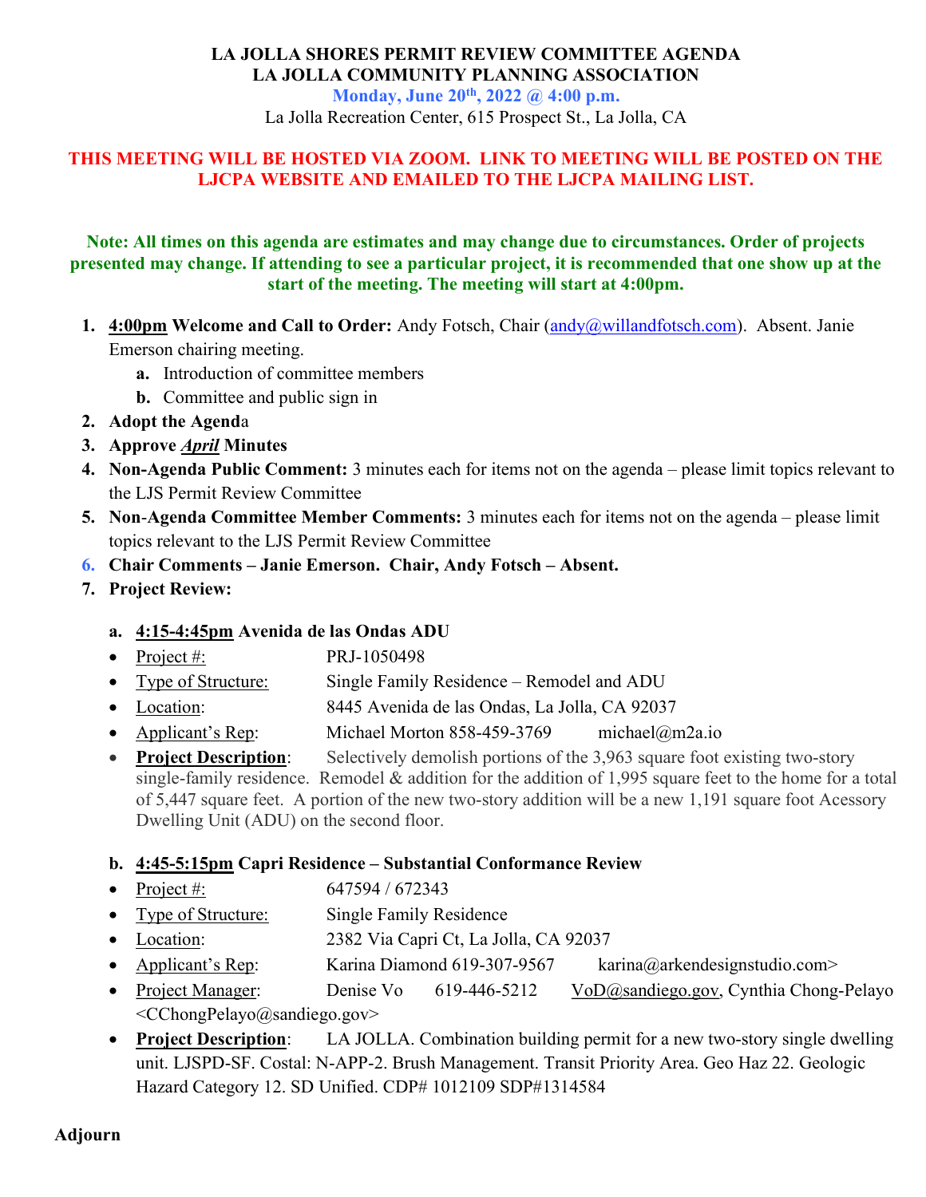**LA JOLLA SHORES PERMIT REVIEW COMMITTEE AGENDA**
**LA JOLLA COMMUNITY PLANNING ASSOCIATION**
**Monday, June 20th, 2022 @ 4:00 p.m.**
La Jolla Recreation Center, 615 Prospect St., La Jolla, CA

**THIS MEETING WILL BE HOSTED VIA ZOOM. LINK TO MEETING WILL BE POSTED ON THE LJCPA WEBSITE AND EMAILED TO THE LJCPA MAILING LIST.**

**Note: All times on this agenda are estimates and may change due to circumstances. Order of projects presented may change. If attending to see a particular project, it is recommended that one show up at the start of the meeting. The meeting will start at 4:00pm.**

1. **4:00pm Welcome and Call to Order:** Andy Fotsch, Chair (andy@willandfotsch.com). Absent. Janie Emerson chairing meeting.
   a. Introduction of committee members
   b. Committee and public sign in
2. **Adopt the Agend**a
3. **Approve *April* Minutes**
4. **Non-Agenda Public Comment:** 3 minutes each for items not on the agenda – please limit topics relevant to the LJS Permit Review Committee
5. **Non-Agenda Committee Member Comments:** 3 minutes each for items not on the agenda – please limit topics relevant to the LJS Permit Review Committee
6. **Chair Comments – Janie Emerson. Chair, Andy Fotsch – Absent.**
7. **Project Review:**

   a. **4:15-4:45pm Avenida de las Ondas ADU**
   - Project #: PRJ-1050498
   - Type of Structure: Single Family Residence – Remodel and ADU
   - Location: 8445 Avenida de las Ondas, La Jolla, CA 92037
   - Applicant's Rep: Michael Morton 858-459-3769 michael@m2a.io
   - **Project Description**: Selectively demolish portions of the 3,963 square foot existing two-story single-family residence. Remodel & addition for the addition of 1,995 square feet to the home for a total of 5,447 square feet. A portion of the new two-story addition will be a new 1,191 square foot Acessory Dwelling Unit (ADU) on the second floor.

   b. **4:45-5:15pm Capri Residence – Substantial Conformance Review**
   - Project #: 647594 / 672343
   - Type of Structure: Single Family Residence
   - Location: 2382 Via Capri Ct, La Jolla, CA 92037
   - Applicant's Rep: Karina Diamond 619-307-9567 karina@arkendesignstudio.com>
   - Project Manager: Denise Vo 619-446-5212 VoD@sandiego.gov, Cynthia Chong-Pelayo <CChongPelayo@sandiego.gov>
   - **Project Description**: LA JOLLA. Combination building permit for a new two-story single dwelling unit. LJSPD-SF. Costal: N-APP-2. Brush Management. Transit Priority Area. Geo Haz 22. Geologic Hazard Category 12. SD Unified. CDP# 1012109 SDP#1314584

**Adjourn**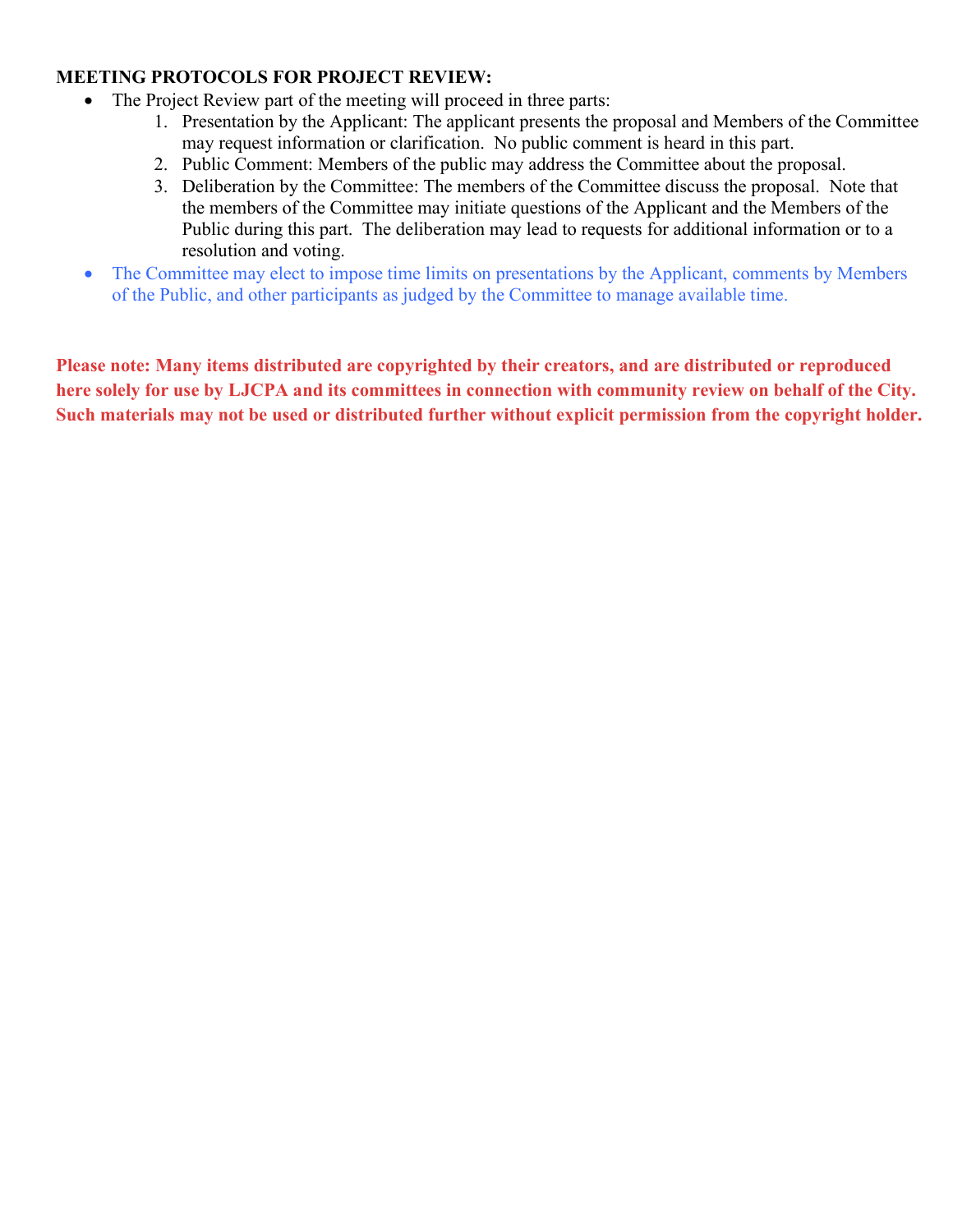**MEETING PROTOCOLS FOR PROJECT REVIEW:**

- The Project Review part of the meeting will proceed in three parts:
  1. Presentation by the Applicant: The applicant presents the proposal and Members of the Committee may request information or clarification. No public comment is heard in this part.
  2. Public Comment: Members of the public may address the Committee about the proposal.
  3. Deliberation by the Committee: The members of the Committee discuss the proposal. Note that the members of the Committee may initiate questions of the Applicant and the Members of the Public during this part. The deliberation may lead to requests for additional information or to a resolution and voting.
- The Committee may elect to impose time limits on presentations by the Applicant, comments by Members of the Public, and other participants as judged by the Committee to manage available time.

**Please note: Many items distributed are copyrighted by their creators, and are distributed or reproduced here solely for use by LJCPA and its committees in connection with community review on behalf of the City. Such materials may not be used or distributed further without explicit permission from the copyright holder.**